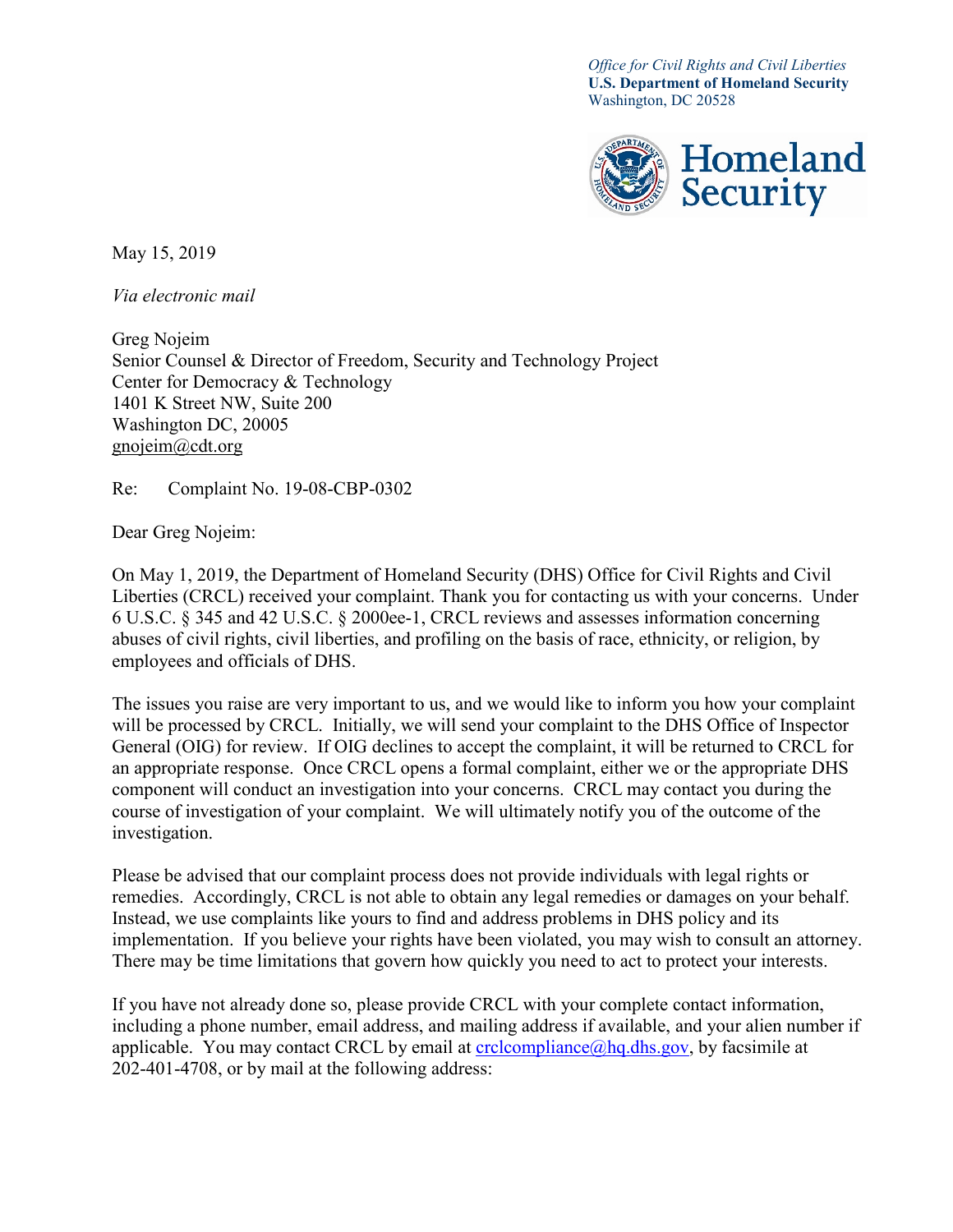*Office for Civil Rights and Civil Liberties*
**U.S. Department of Homeland Security**
Washington, DC 20528

Homeland Security

May 15, 2019

*Via electronic mail*

Greg Nojeim
Senior Counsel & Director of Freedom, Security and Technology Project
Center for Democracy & Technology
1401 K Street NW, Suite 200
Washington DC, 20005
gnojeim@cdt.org

Re: Complaint No. 19-08-CBP-0302

Dear Greg Nojeim:

On May 1, 2019, the Department of Homeland Security (DHS) Office for Civil Rights and Civil Liberties (CRCL) received your complaint. Thank you for contacting us with your concerns. Under 6 U.S.C. § 345 and 42 U.S.C. § 2000ee-1, CRCL reviews and assesses information concerning abuses of civil rights, civil liberties, and profiling on the basis of race, ethnicity, or religion, by employees and officials of DHS.

The issues you raise are very important to us, and we would like to inform you how your complaint will be processed by CRCL. Initially, we will send your complaint to the DHS Office of Inspector General (OIG) for review. If OIG declines to accept the complaint, it will be returned to CRCL for an appropriate response. Once CRCL opens a formal complaint, either we or the appropriate DHS component will conduct an investigation into your concerns. CRCL may contact you during the course of investigation of your complaint. We will ultimately notify you of the outcome of the investigation.

Please be advised that our complaint process does not provide individuals with legal rights or remedies. Accordingly, CRCL is not able to obtain any legal remedies or damages on your behalf. Instead, we use complaints like yours to find and address problems in DHS policy and its implementation. If you believe your rights have been violated, you may wish to consult an attorney. There may be time limitations that govern how quickly you need to act to protect your interests.

If you have not already done so, please provide CRCL with your complete contact information, including a phone number, email address, and mailing address if available, and your alien number if applicable. You may contact CRCL by email at crclcompliance@hq.dhs.gov, by facsimile at 202-401-4708, or by mail at the following address: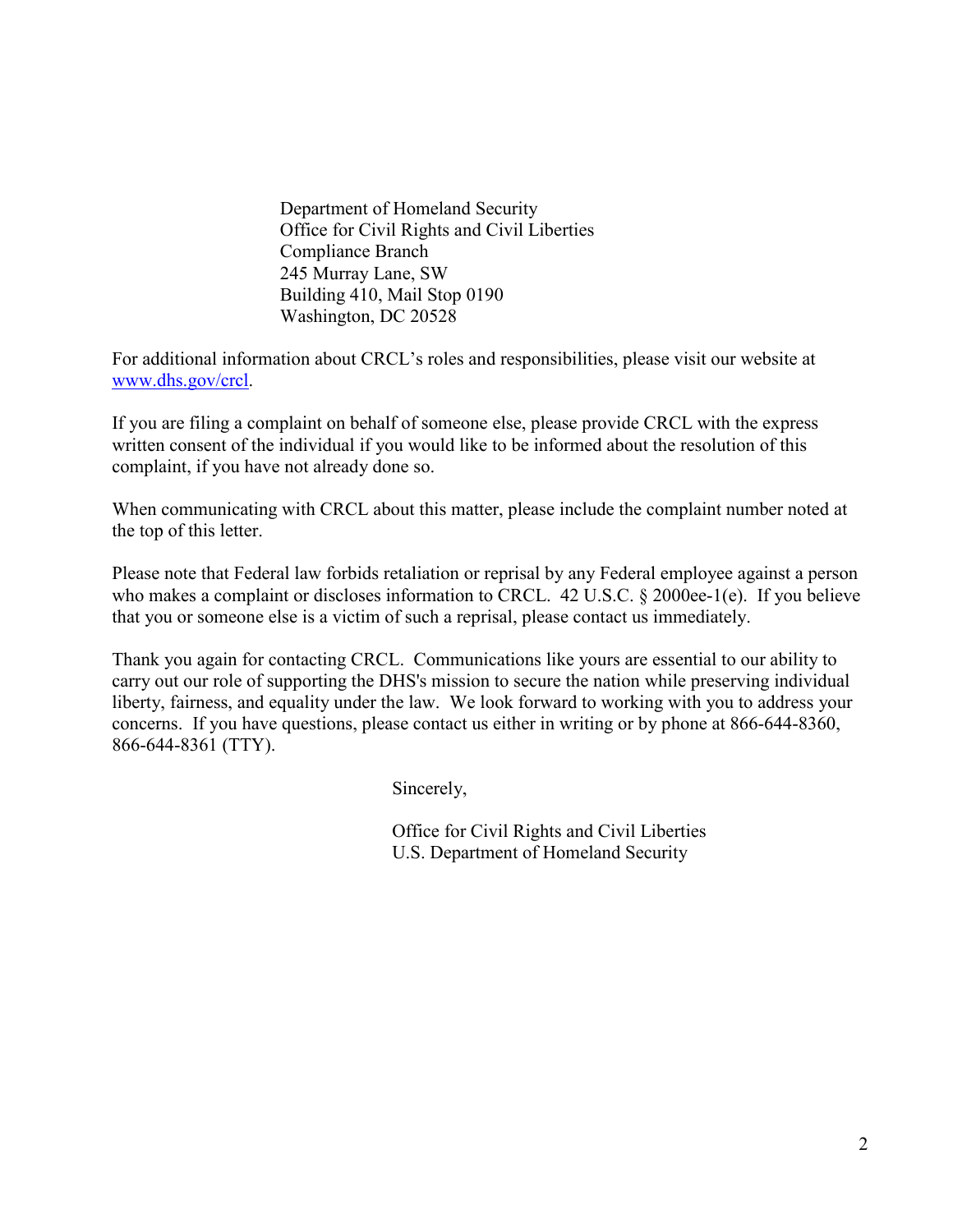Department of Homeland Security
Office for Civil Rights and Civil Liberties
Compliance Branch
245 Murray Lane, SW
Building 410, Mail Stop 0190
Washington, DC 20528

For additional information about CRCL's roles and responsibilities, please visit our website at [www.dhs.gov/crcl](http://www.dhs.gov/crcl).

If you are filing a complaint on behalf of someone else, please provide CRCL with the express written consent of the individual if you would like to be informed about the resolution of this complaint, if you have not already done so.

When communicating with CRCL about this matter, please include the complaint number noted at the top of this letter.

Please note that Federal law forbids retaliation or reprisal by any Federal employee against a person who makes a complaint or discloses information to CRCL. 42 U.S.C. § 2000ee-1(e). If you believe that you or someone else is a victim of such a reprisal, please contact us immediately.

Thank you again for contacting CRCL. Communications like yours are essential to our ability to carry out our role of supporting the DHS's mission to secure the nation while preserving individual liberty, fairness, and equality under the law. We look forward to working with you to address your concerns. If you have questions, please contact us either in writing or by phone at 866-644-8360, 866-644-8361 (TTY).

Sincerely,

Office for Civil Rights and Civil Liberties
U.S. Department of Homeland Security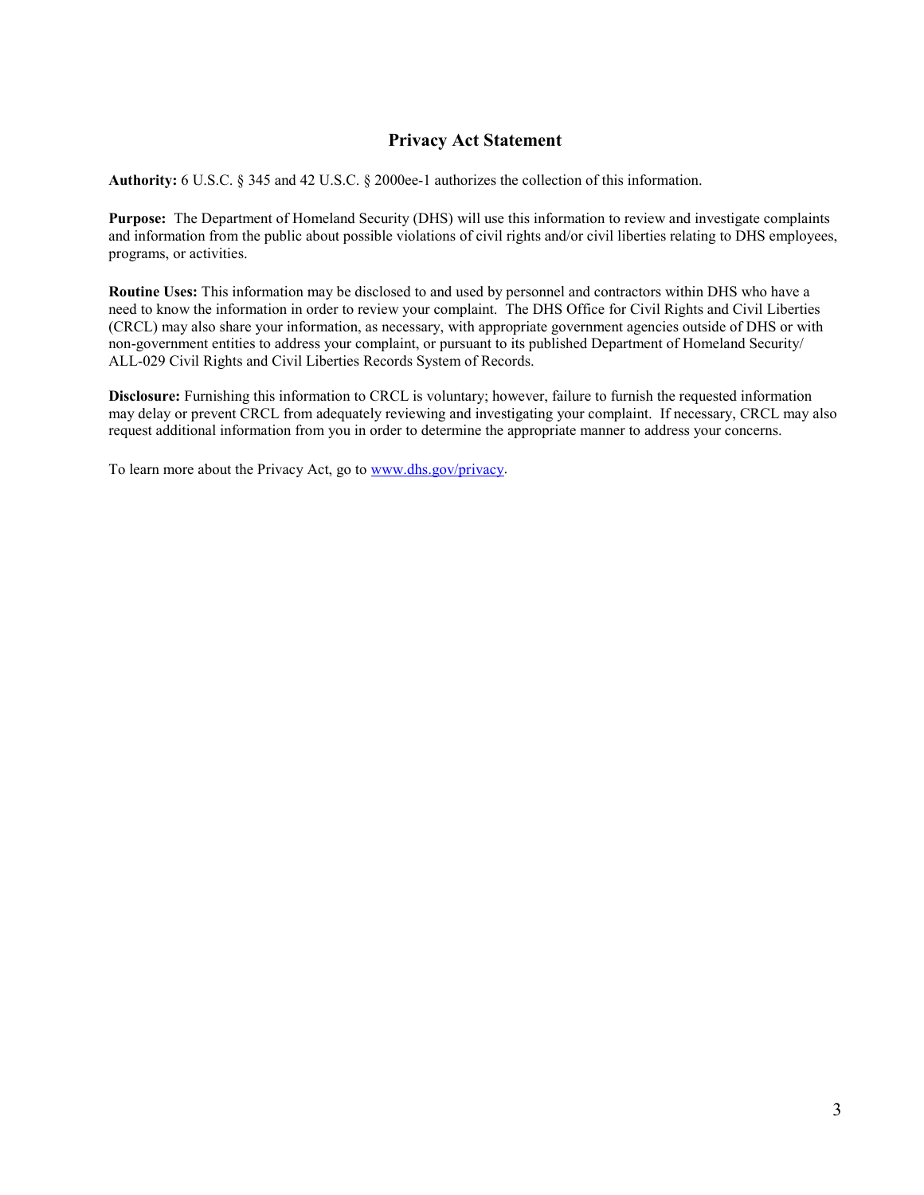## Privacy Act Statement

**Authority:** 6 U.S.C. § 345 and 42 U.S.C. § 2000ee-1 authorizes the collection of this information.

**Purpose:** The Department of Homeland Security (DHS) will use this information to review and investigate complaints and information from the public about possible violations of civil rights and/or civil liberties relating to DHS employees, programs, or activities.

**Routine Uses:** This information may be disclosed to and used by personnel and contractors within DHS who have a need to know the information in order to review your complaint. The DHS Office for Civil Rights and Civil Liberties (CRCL) may also share your information, as necessary, with appropriate government agencies outside of DHS or with non-government entities to address your complaint, or pursuant to its published Department of Homeland Security/ ALL-029 Civil Rights and Civil Liberties Records System of Records.

**Disclosure:** Furnishing this information to CRCL is voluntary; however, failure to furnish the requested information may delay or prevent CRCL from adequately reviewing and investigating your complaint. If necessary, CRCL may also request additional information from you in order to determine the appropriate manner to address your concerns.

To learn more about the Privacy Act, go to [www.dhs.gov/privacy](http://www.dhs.gov/privacy).